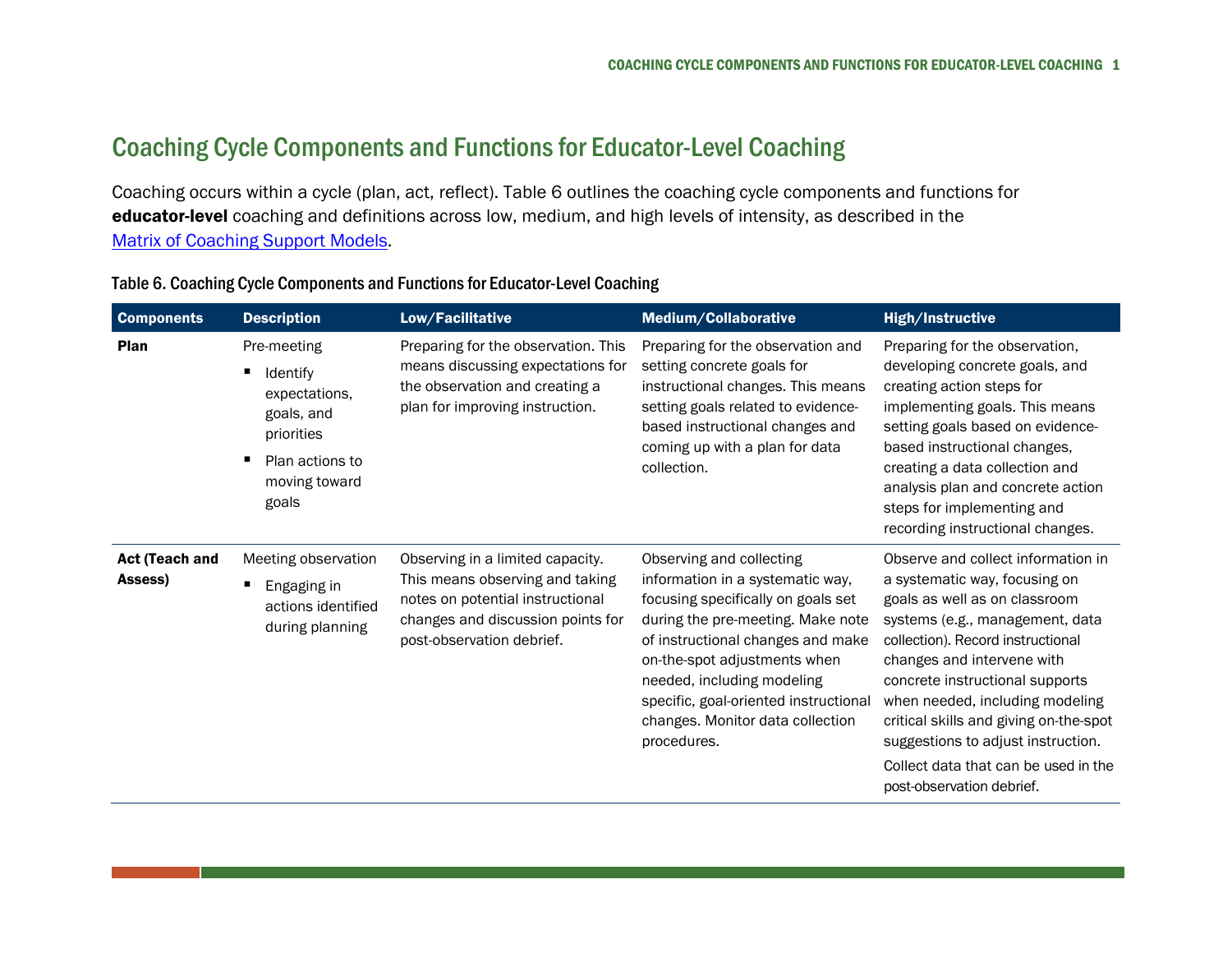# Coaching Cycle Components and Functions for Educator-Level Coaching

Coaching occurs within a cycle (plan, act, reflect). Table 6 outlines the coaching cycle components and functions for **educator-level** coaching and definitions across low, medium, and high levels of intensity, as described in the [Matrix of Coaching Support Models](#).

**Table 6. Coaching Cycle Components and Functions for Educator-Level Coaching**

| Components | Description | Low/Facilitative | Medium/Collaborative | High/Instructive |
|---|---|---|---|---|
| **Plan** | Pre-meeting<br>▪ Identify expectations, goals, and priorities<br>▪ Plan actions to moving toward goals | Preparing for the observation. This means discussing expectations for the observation and creating a plan for improving instruction. | Preparing for the observation and setting concrete goals for instructional changes. This means setting goals related to evidence-based instructional changes and coming up with a plan for data collection. | Preparing for the observation, developing concrete goals, and creating action steps for implementing goals. This means setting goals based on evidence-based instructional changes, creating a data collection and analysis plan and concrete action steps for implementing and recording instructional changes. |
| **Act (Teach and Assess)** | Meeting observation<br>▪ Engaging in actions identified during planning | Observing in a limited capacity. This means observing and taking notes on potential instructional changes and discussion points for post-observation debrief. | Observing and collecting information in a systematic way, focusing specifically on goals set during the pre-meeting. Make note of instructional changes and make on-the-spot adjustments when needed, including modeling specific, goal-oriented instructional changes. Monitor data collection procedures. | Observe and collect information in a systematic way, focusing on goals as well as on classroom systems (e.g., management, data collection). Record instructional changes and intervene with concrete instructional supports when needed, including modeling critical skills and giving on-the-spot suggestions to adjust instruction.<br>Collect data that can be used in the post-observation debrief. |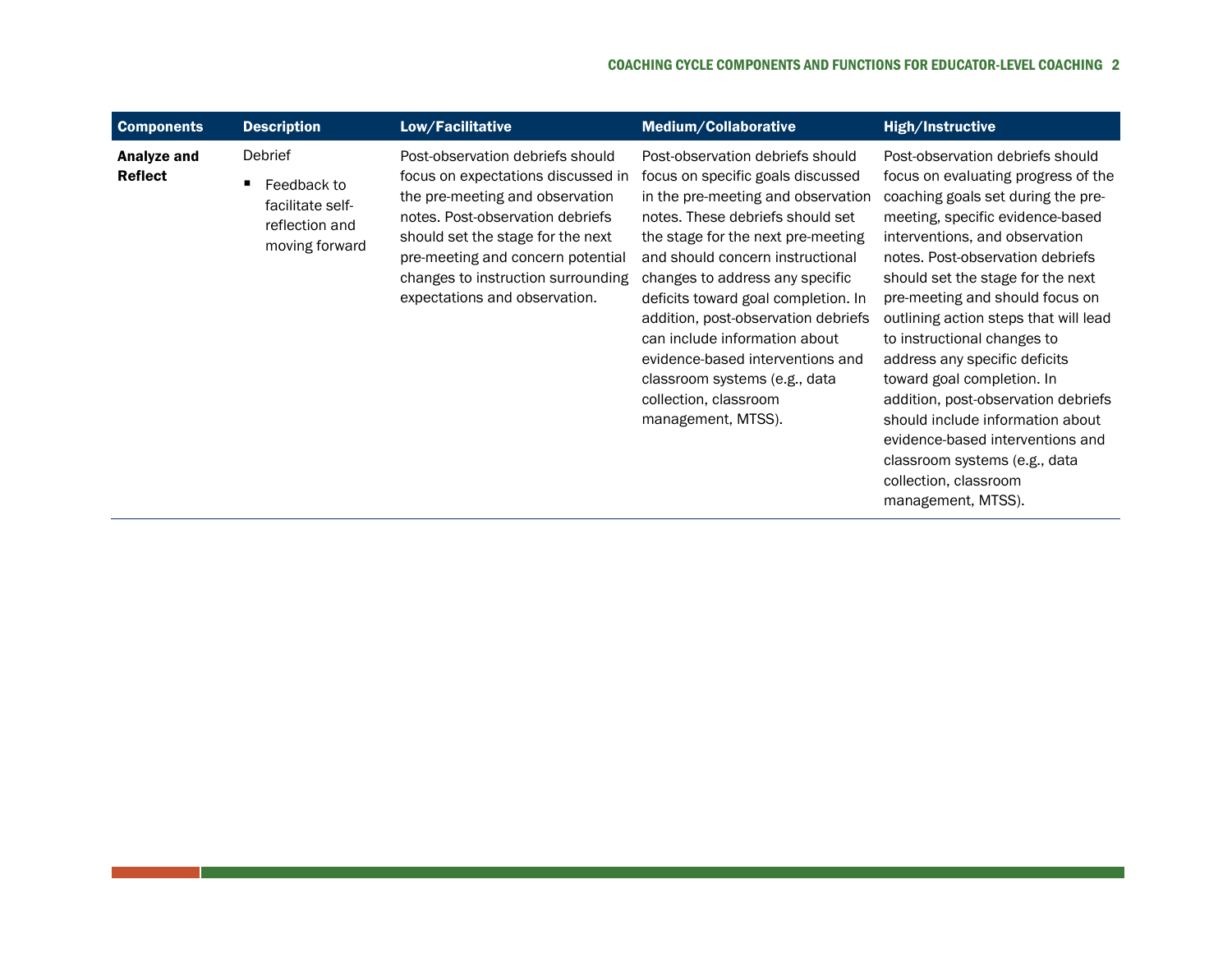| Components | Description | Low/Facilitative | Medium/Collaborative | High/Instructive |
|---|---|---|---|---|
| **Analyze and Reflect** | Debrief <br> ▪ Feedback to facilitate self-reflection and moving forward | Post-observation debriefs should focus on expectations discussed in the pre-meeting and observation notes. Post-observation debriefs should set the stage for the next pre-meeting and concern potential changes to instruction surrounding expectations and observation. | Post-observation debriefs should focus on specific goals discussed in the pre-meeting and observation notes. These debriefs should set the stage for the next pre-meeting and should concern instructional changes to address any specific deficits toward goal completion. In addition, post-observation debriefs can include information about evidence-based interventions and classroom systems (e.g., data collection, classroom management, MTSS). | Post-observation debriefs should focus on evaluating progress of the coaching goals set during the pre-meeting, specific evidence-based interventions, and observation notes. Post-observation debriefs should set the stage for the next pre-meeting and should focus on outlining action steps that will lead to instructional changes to address any specific deficits toward goal completion. In addition, post-observation debriefs should include information about evidence-based interventions and classroom systems (e.g., data collection, classroom management, MTSS). |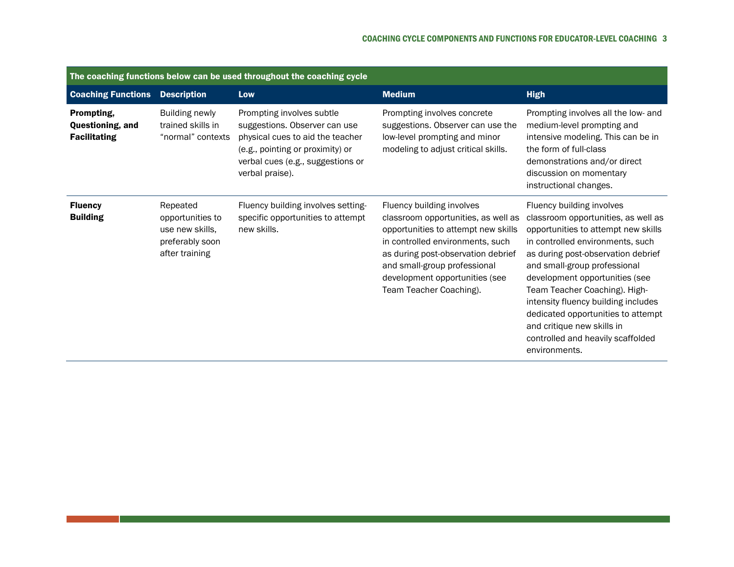| The coaching functions below can be used throughout the coaching cycle | | | | |
|---|---|---|---|---|
| **Coaching Functions** | **Description** | **Low** | **Medium** | **High** |
| **Prompting, Questioning, and Facilitating** | Building newly trained skills in "normal" contexts | Prompting involves subtle suggestions. Observer can use physical cues to aid the teacher (e.g., pointing or proximity) or verbal cues (e.g., suggestions or verbal praise). | Prompting involves concrete suggestions. Observer can use the low-level prompting and minor modeling to adjust critical skills. | Prompting involves all the low- and medium-level prompting and intensive modeling. This can be in the form of full-class demonstrations and/or direct discussion on momentary instructional changes. |
| **Fluency Building** | Repeated opportunities to use new skills, preferably soon after training | Fluency building involves setting-specific opportunities to attempt new skills. | Fluency building involves classroom opportunities, as well as opportunities to attempt new skills in controlled environments, such as during post-observation debrief and small-group professional development opportunities (see Team Teacher Coaching). | Fluency building involves classroom opportunities, as well as opportunities to attempt new skills in controlled environments, such as during post-observation debrief and small-group professional development opportunities (see Team Teacher Coaching). High-intensity fluency building includes dedicated opportunities to attempt and critique new skills in controlled and heavily scaffolded environments. |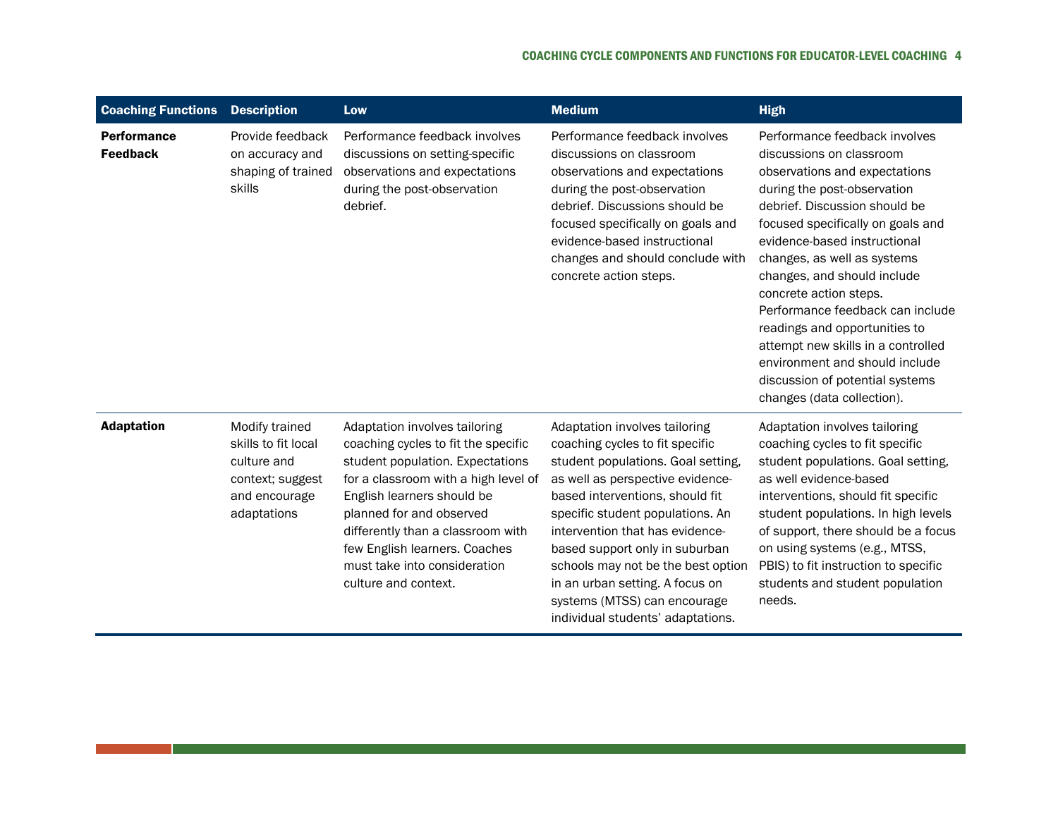| Coaching Functions | Description | Low | Medium | High |
|---|---|---|---|---|
| **Performance Feedback** | Provide feedback on accuracy and shaping of trained skills | Performance feedback involves discussions on setting-specific observations and expectations during the post-observation debrief. | Performance feedback involves discussions on classroom observations and expectations during the post-observation debrief. Discussions should be focused specifically on goals and evidence-based instructional changes and should conclude with concrete action steps. | Performance feedback involves discussions on classroom observations and expectations during the post-observation debrief. Discussion should be focused specifically on goals and evidence-based instructional changes, as well as systems changes, and should include concrete action steps. Performance feedback can include readings and opportunities to attempt new skills in a controlled environment and should include discussion of potential systems changes (data collection). |
| **Adaptation** | Modify trained skills to fit local culture and context; suggest and encourage adaptations | Adaptation involves tailoring coaching cycles to fit the specific student population. Expectations for a classroom with a high level of English learners should be planned for and observed differently than a classroom with few English learners. Coaches must take into consideration culture and context. | Adaptation involves tailoring coaching cycles to fit specific student populations. Goal setting, as well as perspective evidence-based interventions, should fit specific student populations. An intervention that has evidence-based support only in suburban schools may not be the best option in an urban setting. A focus on systems (MTSS) can encourage individual students' adaptations. | Adaptation involves tailoring coaching cycles to fit specific student populations. Goal setting, as well evidence-based interventions, should fit specific student populations. In high levels of support, there should be a focus on using systems (e.g., MTSS, PBIS) to fit instruction to specific students and student population needs. |